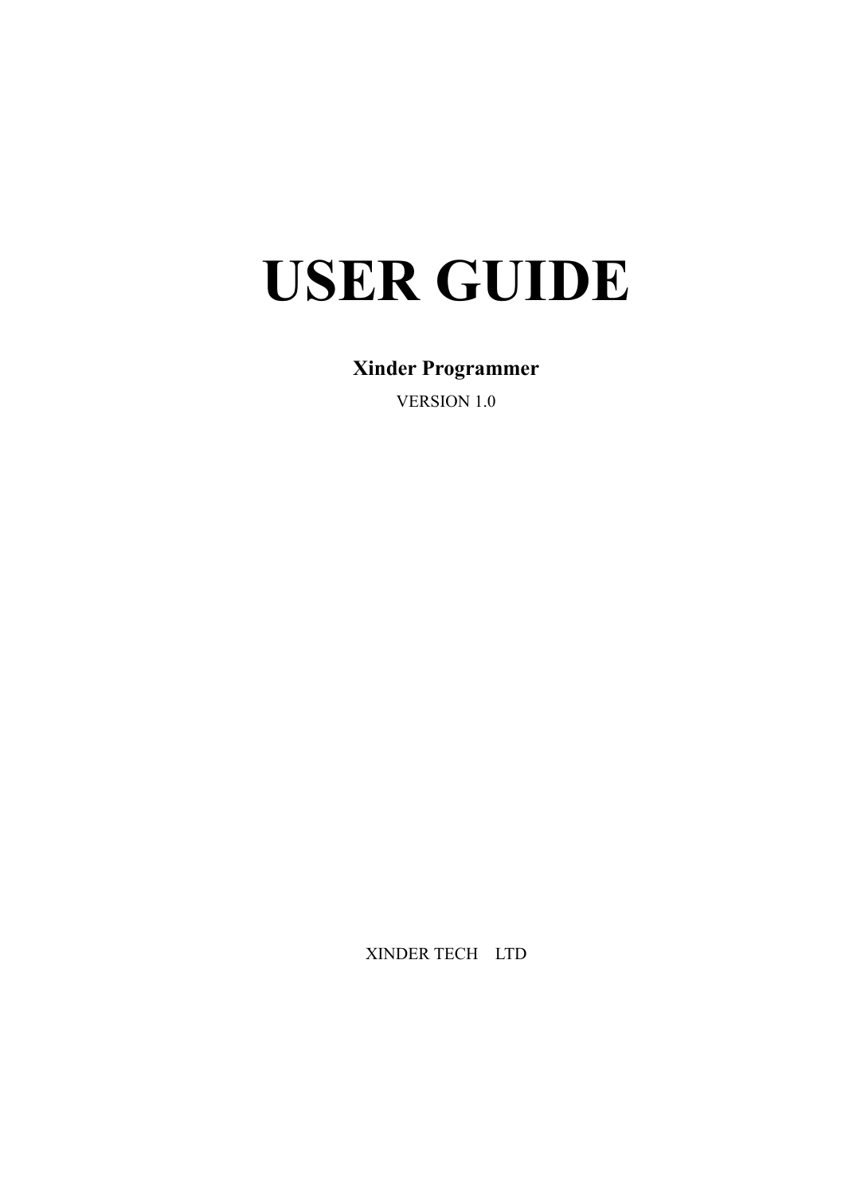# USER GUIDE

**Xinder Programmer**

VERSION 1.0

XINDER TECH LTD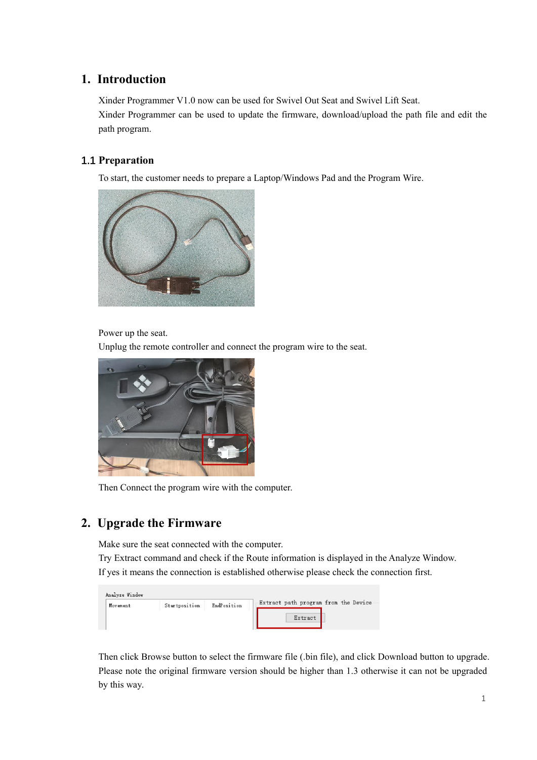# 1. Introduction

Xinder Programmer V1.0 now can be used for Swivel Out Seat and Swivel Lift Seat.
Xinder Programmer can be used to update the firmware, download/upload the path file and edit the path program.

## 1.1 Preparation

To start, the customer needs to prepare a Laptop/Windows Pad and the Program Wire.

Power up the seat.
Unplug the remote controller and connect the program wire to the seat.

Then Connect the program wire with the computer.

# 2. Upgrade the Firmware

Make sure the seat connected with the computer.
Try Extract command and check if the Route information is displayed in the Analyze Window.
If yes it means the connection is established otherwise please check the connection first.

Then click Browse button to select the firmware file (.bin file), and click Download button to upgrade.
Please note the original firmware version should be higher than 1.3 otherwise it can not be upgraded by this way.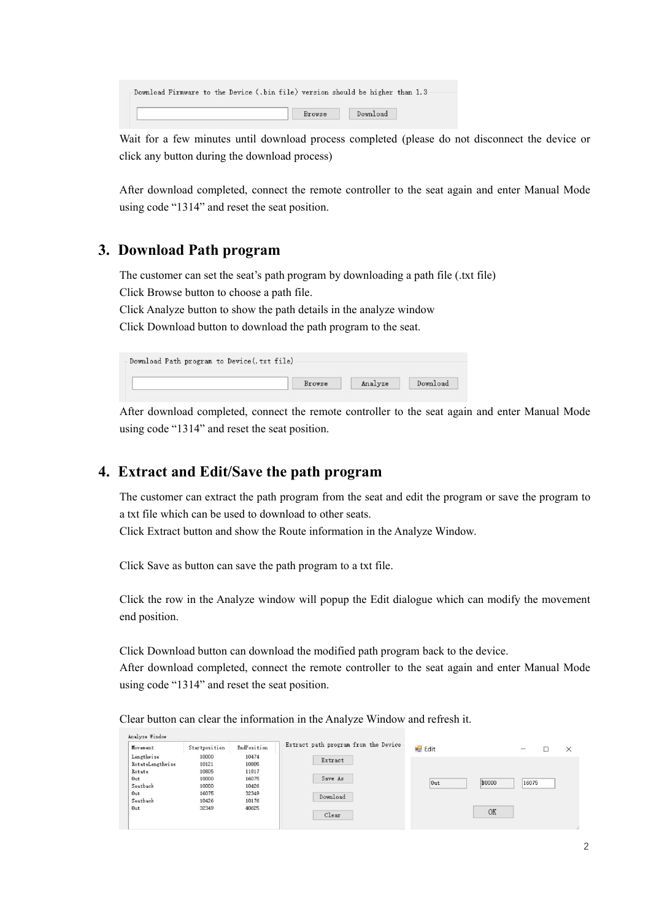Download Firmware to the Device (.bin file) version should be higher than 1.3

Browse | Download

Wait for a few minutes until download process completed (please do not disconnect the device or click any button during the download process)

After download completed, connect the remote controller to the seat again and enter Manual Mode using code "1314" and reset the seat position.

## 3. Download Path program

The customer can set the seat's path program by downloading a path file (.txt file)
Click Browse button to choose a path file.
Click Analyze button to show the path details in the analyze window
Click Download button to download the path program to the seat.

Download Path program to Device(.txt file)

Browse | Analyze | Download

After download completed, connect the remote controller to the seat again and enter Manual Mode using code "1314" and reset the seat position.

## 4. Extract and Edit/Save the path program

The customer can extract the path program from the seat and edit the program or save the program to a txt file which can be used to download to other seats.
Click Extract button and show the Route information in the Analyze Window.

Click Save as button can save the path program to a txt file.

Click the row in the Analyze window will popup the Edit dialogue which can modify the movement end position.

Click Download button can download the modified path program back to the device.
After download completed, connect the remote controller to the seat again and enter Manual Mode using code "1314" and reset the seat position.

Clear button can clear the information in the Analyze Window and refresh it.

Analyze Window

| Movement | Startposition | EndPosition |
|---|---|---|
| Lengthwise | 10000 | 10474 |
| RotateLengthwise | 10121 | 10805 |
| Rotate | 10805 | 11817 |
| Out | 10000 | 16075 |
| Seatback | 10000 | 10426 |
| Out | 16075 | 32349 |
| Seatback | 10426 | 10176 |
| Out | 32349 | 40625 |

Extract path program from the Device

Extract

Save As

Download

Clear

Edit

Out | 10000 | 16075

OK